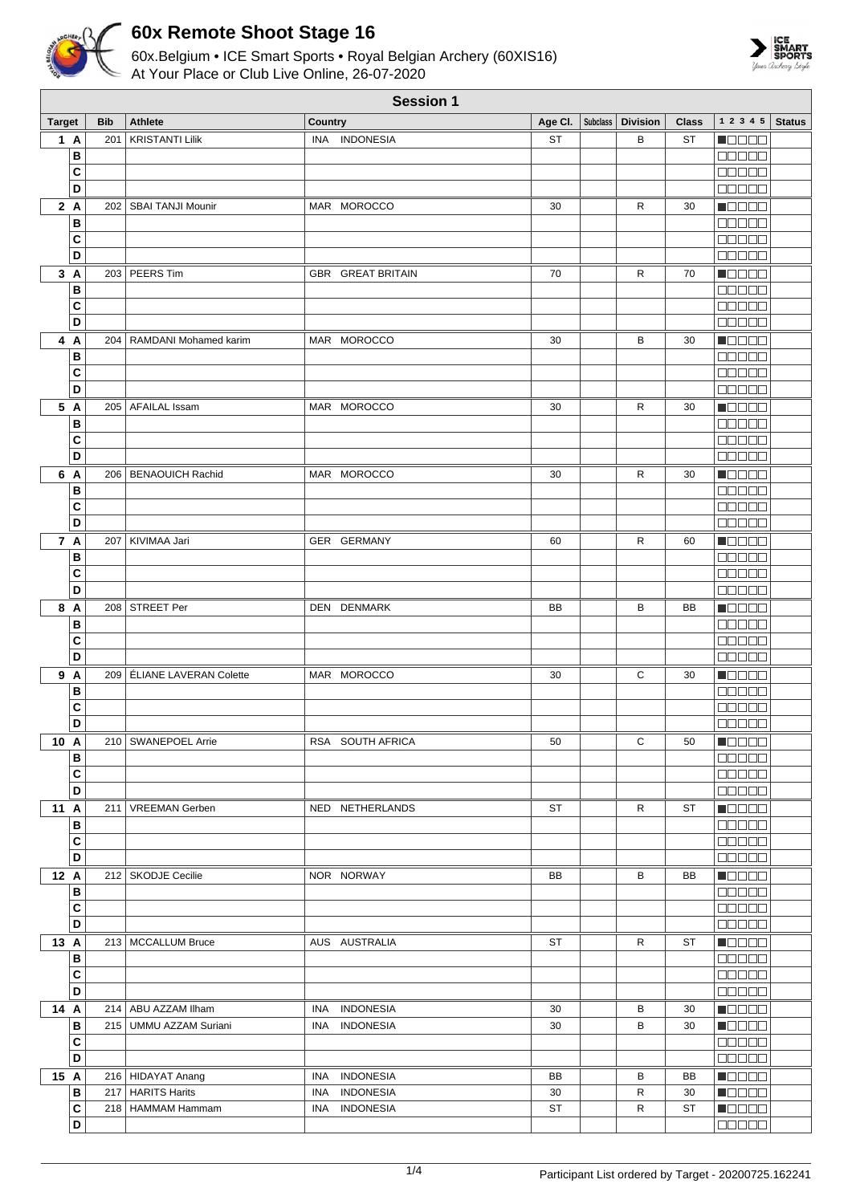# 60x Remote Shoot Stage 16

60x.Belgium • ICE Smart Sports • Royal Belgian Archery (60XIS16)
At Your Place or Club Live Online, 26-07-2020

## Session 1

| Target | | Bib | Athlete | Country | Age Cl. | Subclass | Division | Class | 1 2 3 4 5 | Status |
|---|---|---|---|---|---|---|---|---|---|---|
| 1 | A | 201 | KRISTANTI Lilik | INA INDONESIA | ST | | B | ST | ■□□□□ | |
| | B | | | | | | | | □□□□□ | |
| | C | | | | | | | | □□□□□ | |
| | D | | | | | | | | □□□□□ | |
| 2 | A | 202 | SBAI TANJI Mounir | MAR MOROCCO | 30 | | R | 30 | ■□□□□ | |
| | B | | | | | | | | □□□□□ | |
| | C | | | | | | | | □□□□□ | |
| | D | | | | | | | | □□□□□ | |
| 3 | A | 203 | PEERS Tim | GBR GREAT BRITAIN | 70 | | R | 70 | ■□□□□ | |
| | B | | | | | | | | □□□□□ | |
| | C | | | | | | | | □□□□□ | |
| | D | | | | | | | | □□□□□ | |
| 4 | A | 204 | RAMDANI Mohamed karim | MAR MOROCCO | 30 | | B | 30 | ■□□□□ | |
| | B | | | | | | | | □□□□□ | |
| | C | | | | | | | | □□□□□ | |
| | D | | | | | | | | □□□□□ | |
| 5 | A | 205 | AFAILAL Issam | MAR MOROCCO | 30 | | R | 30 | ■□□□□ | |
| | B | | | | | | | | □□□□□ | |
| | C | | | | | | | | □□□□□ | |
| | D | | | | | | | | □□□□□ | |
| 6 | A | 206 | BENAOUICH Rachid | MAR MOROCCO | 30 | | R | 30 | ■□□□□ | |
| | B | | | | | | | | □□□□□ | |
| | C | | | | | | | | □□□□□ | |
| | D | | | | | | | | □□□□□ | |
| 7 | A | 207 | KIVIMAA Jari | GER GERMANY | 60 | | R | 60 | ■□□□□ | |
| | B | | | | | | | | □□□□□ | |
| | C | | | | | | | | □□□□□ | |
| | D | | | | | | | | □□□□□ | |
| 8 | A | 208 | STREET Per | DEN DENMARK | BB | | B | BB | ■□□□□ | |
| | B | | | | | | | | □□□□□ | |
| | C | | | | | | | | □□□□□ | |
| | D | | | | | | | | □□□□□ | |
| 9 | A | 209 | ÉLIANE LAVERAN Colette | MAR MOROCCO | 30 | | C | 30 | ■□□□□ | |
| | B | | | | | | | | □□□□□ | |
| | C | | | | | | | | □□□□□ | |
| | D | | | | | | | | □□□□□ | |
| 10 | A | 210 | SWANEPOEL Arrie | RSA SOUTH AFRICA | 50 | | C | 50 | ■□□□□ | |
| | B | | | | | | | | □□□□□ | |
| | C | | | | | | | | □□□□□ | |
| | D | | | | | | | | □□□□□ | |
| 11 | A | 211 | VREEMAN Gerben | NED NETHERLANDS | ST | | R | ST | ■□□□□ | |
| | B | | | | | | | | □□□□□ | |
| | C | | | | | | | | □□□□□ | |
| | D | | | | | | | | □□□□□ | |
| 12 | A | 212 | SKODJE Cecilie | NOR NORWAY | BB | | B | BB | ■□□□□ | |
| | B | | | | | | | | □□□□□ | |
| | C | | | | | | | | □□□□□ | |
| | D | | | | | | | | □□□□□ | |
| 13 | A | 213 | MCCALLUM Bruce | AUS AUSTRALIA | ST | | R | ST | ■□□□□ | |
| | B | | | | | | | | □□□□□ | |
| | C | | | | | | | | □□□□□ | |
| | D | | | | | | | | □□□□□ | |
| 14 | A | 214 | ABU AZZAM Ilham | INA INDONESIA | 30 | | B | 30 | ■□□□□ | |
| | B | 215 | UMMU AZZAM Suriani | INA INDONESIA | 30 | | B | 30 | ■□□□□ | |
| | C | | | | | | | | □□□□□ | |
| | D | | | | | | | | □□□□□ | |
| 15 | A | 216 | HIDAYAT Anang | INA INDONESIA | BB | | B | BB | ■□□□□ | |
| | B | 217 | HARITS Harits | INA INDONESIA | 30 | | R | 30 | ■□□□□ | |
| | C | 218 | HAMMAM Hammam | INA INDONESIA | ST | | R | ST | ■□□□□ | |
| | D | | | | | | | | □□□□□ | |

Participant List ordered by Target - 20200725.162241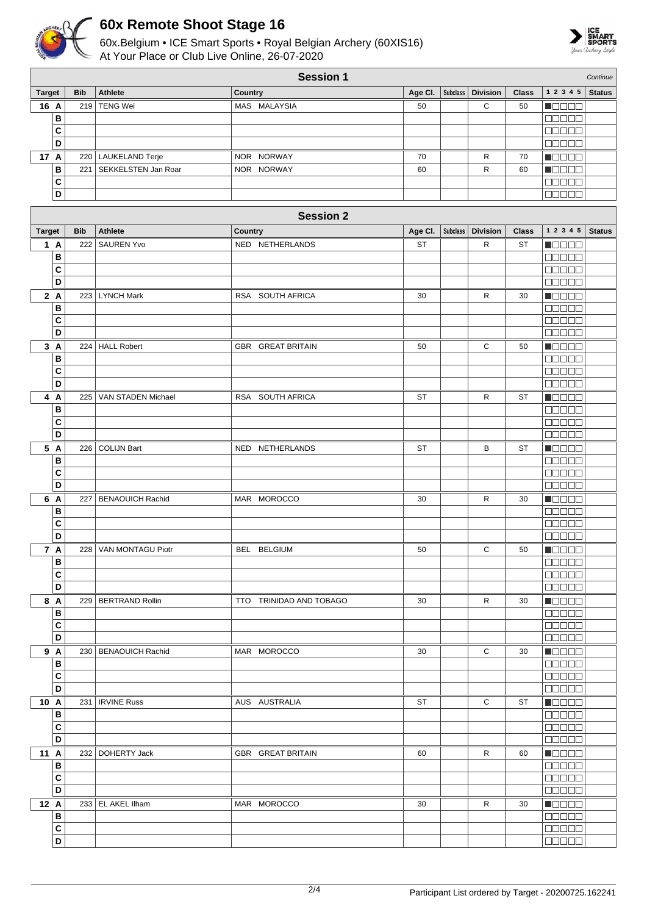# 60x Remote Shoot Stage 16

60x.Belgium • ICE Smart Sports • Royal Belgian Archery (60XIS16)
At Your Place or Club Live Online, 26-07-2020

## Session 1

*Continue*

| Target | | Bib | Athlete | Country | Age Cl. | Subclass | Division | Class | 1 2 3 4 5 | Status |
|---|---|---|---|---|---|---|---|---|---|---|
| 16 | A | 219 | TENG Wei | MAS MALAYSIA | 50 | | C | 50 | ■□□□□ | |
| | B | | | | | | | | □□□□□ | |
| | C | | | | | | | | □□□□□ | |
| | D | | | | | | | | □□□□□ | |
| 17 | A | 220 | LAUKELAND Terje | NOR NORWAY | 70 | | R | 70 | ■□□□□ | |
| | B | 221 | SEKKELSTEN Jan Roar | NOR NORWAY | 60 | | R | 60 | ■□□□□ | |
| | C | | | | | | | | □□□□□ | |
| | D | | | | | | | | □□□□□ | |

## Session 2

| Target | | Bib | Athlete | Country | Age Cl. | Subclass | Division | Class | 1 2 3 4 5 | Status |
|---|---|---|---|---|---|---|---|---|---|---|
| 1 | A | 222 | SAUREN Yvo | NED NETHERLANDS | ST | | R | ST | ■□□□□ | |
| | B | | | | | | | | □□□□□ | |
| | C | | | | | | | | □□□□□ | |
| | D | | | | | | | | □□□□□ | |
| 2 | A | 223 | LYNCH Mark | RSA SOUTH AFRICA | 30 | | R | 30 | ■□□□□ | |
| | B | | | | | | | | □□□□□ | |
| | C | | | | | | | | □□□□□ | |
| | D | | | | | | | | □□□□□ | |
| 3 | A | 224 | HALL Robert | GBR GREAT BRITAIN | 50 | | C | 50 | ■□□□□ | |
| | B | | | | | | | | □□□□□ | |
| | C | | | | | | | | □□□□□ | |
| | D | | | | | | | | □□□□□ | |
| 4 | A | 225 | VAN STADEN Michael | RSA SOUTH AFRICA | ST | | R | ST | ■□□□□ | |
| | B | | | | | | | | □□□□□ | |
| | C | | | | | | | | □□□□□ | |
| | D | | | | | | | | □□□□□ | |
| 5 | A | 226 | COLIJN Bart | NED NETHERLANDS | ST | | B | ST | ■□□□□ | |
| | B | | | | | | | | □□□□□ | |
| | C | | | | | | | | □□□□□ | |
| | D | | | | | | | | □□□□□ | |
| 6 | A | 227 | BENAOUICH Rachid | MAR MOROCCO | 30 | | R | 30 | ■□□□□ | |
| | B | | | | | | | | □□□□□ | |
| | C | | | | | | | | □□□□□ | |
| | D | | | | | | | | □□□□□ | |
| 7 | A | 228 | VAN MONTAGU Piotr | BEL BELGIUM | 50 | | C | 50 | ■□□□□ | |
| | B | | | | | | | | □□□□□ | |
| | C | | | | | | | | □□□□□ | |
| | D | | | | | | | | □□□□□ | |
| 8 | A | 229 | BERTRAND Rollin | TTO TRINIDAD AND TOBAGO | 30 | | R | 30 | ■□□□□ | |
| | B | | | | | | | | □□□□□ | |
| | C | | | | | | | | □□□□□ | |
| | D | | | | | | | | □□□□□ | |
| 9 | A | 230 | BENAOUICH Rachid | MAR MOROCCO | 30 | | C | 30 | ■□□□□ | |
| | B | | | | | | | | □□□□□ | |
| | C | | | | | | | | □□□□□ | |
| | D | | | | | | | | □□□□□ | |
| 10 | A | 231 | IRVINE Russ | AUS AUSTRALIA | ST | | C | ST | ■□□□□ | |
| | B | | | | | | | | □□□□□ | |
| | C | | | | | | | | □□□□□ | |
| | D | | | | | | | | □□□□□ | |
| 11 | A | 232 | DOHERTY Jack | GBR GREAT BRITAIN | 60 | | R | 60 | ■□□□□ | |
| | B | | | | | | | | □□□□□ | |
| | C | | | | | | | | □□□□□ | |
| | D | | | | | | | | □□□□□ | |
| 12 | A | 233 | EL AKEL Ilham | MAR MOROCCO | 30 | | R | 30 | ■□□□□ | |
| | B | | | | | | | | □□□□□ | |
| | C | | | | | | | | □□□□□ | |
| | D | | | | | | | | □□□□□ | |

Participant List ordered by Target - 20200725.162241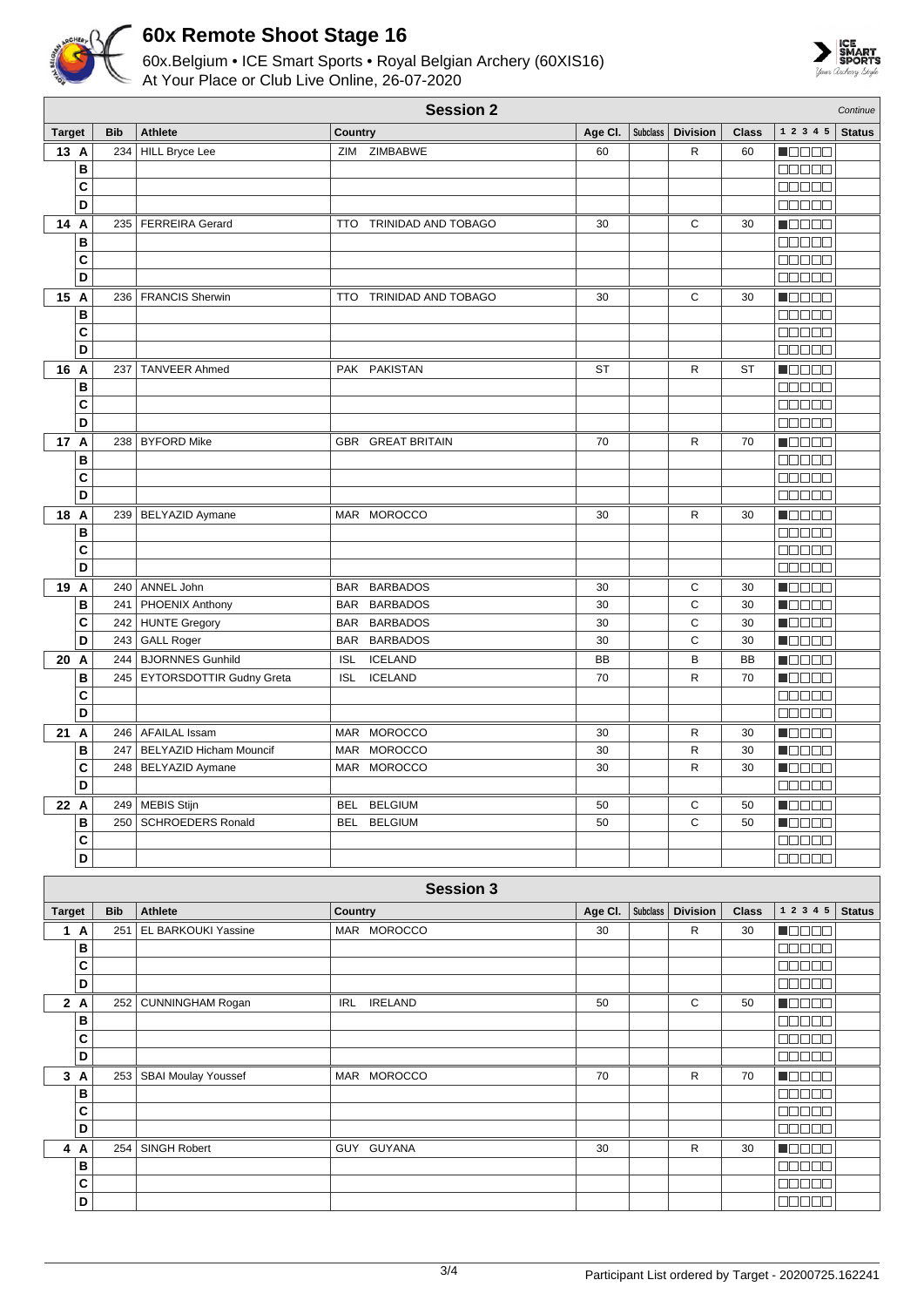# 60x Remote Shoot Stage 16

60x.Belgium • ICE Smart Sports • Royal Belgian Archery (60XIS16)
At Your Place or Club Live Online, 26-07-2020

## Session 2

*Continue*

| Target | Bib | Athlete | Country | Age Cl. | Subclass | Division | Class | 1 2 3 4 5 | Status |
|---|---|---|---|---|---|---|---|---|---|
| 13 A | 234 | HILL Bryce Lee | ZIM ZIMBABWE | 60 | | R | 60 | ■□□□□ | |
| B | | | | | | | | □□□□□ | |
| C | | | | | | | | □□□□□ | |
| D | | | | | | | | □□□□□ | |
| 14 A | 235 | FERREIRA Gerard | TTO TRINIDAD AND TOBAGO | 30 | | C | 30 | ■□□□□ | |
| B | | | | | | | | □□□□□ | |
| C | | | | | | | | □□□□□ | |
| D | | | | | | | | □□□□□ | |
| 15 A | 236 | FRANCIS Sherwin | TTO TRINIDAD AND TOBAGO | 30 | | C | 30 | ■□□□□ | |
| B | | | | | | | | □□□□□ | |
| C | | | | | | | | □□□□□ | |
| D | | | | | | | | □□□□□ | |
| 16 A | 237 | TANVEER Ahmed | PAK PAKISTAN | ST | | R | ST | ■□□□□ | |
| B | | | | | | | | □□□□□ | |
| C | | | | | | | | □□□□□ | |
| D | | | | | | | | □□□□□ | |
| 17 A | 238 | BYFORD Mike | GBR GREAT BRITAIN | 70 | | R | 70 | ■□□□□ | |
| B | | | | | | | | □□□□□ | |
| C | | | | | | | | □□□□□ | |
| D | | | | | | | | □□□□□ | |
| 18 A | 239 | BELYAZID Aymane | MAR MOROCCO | 30 | | R | 30 | ■□□□□ | |
| B | | | | | | | | □□□□□ | |
| C | | | | | | | | □□□□□ | |
| D | | | | | | | | □□□□□ | |
| 19 A | 240 | ANNEL John | BAR BARBADOS | 30 | | C | 30 | ■□□□□ | |
| B | 241 | PHOENIX Anthony | BAR BARBADOS | 30 | | C | 30 | ■□□□□ | |
| C | 242 | HUNTE Gregory | BAR BARBADOS | 30 | | C | 30 | ■□□□□ | |
| D | 243 | GALL Roger | BAR BARBADOS | 30 | | C | 30 | ■□□□□ | |
| 20 A | 244 | BJORNNES Gunhild | ISL ICELAND | BB | | B | BB | ■□□□□ | |
| B | 245 | EYTORSDOTTIR Gudny Greta | ISL ICELAND | 70 | | R | 70 | ■□□□□ | |
| C | | | | | | | | □□□□□ | |
| D | | | | | | | | □□□□□ | |
| 21 A | 246 | AFAILAL Issam | MAR MOROCCO | 30 | | R | 30 | ■□□□□ | |
| B | 247 | BELYAZID Hicham Mouncif | MAR MOROCCO | 30 | | R | 30 | ■□□□□ | |
| C | 248 | BELYAZID Aymane | MAR MOROCCO | 30 | | R | 30 | ■□□□□ | |
| D | | | | | | | | □□□□□ | |
| 22 A | 249 | MEBIS Stijn | BEL BELGIUM | 50 | | C | 50 | ■□□□□ | |
| B | 250 | SCHROEDERS Ronald | BEL BELGIUM | 50 | | C | 50 | ■□□□□ | |
| C | | | | | | | | □□□□□ | |
| D | | | | | | | | □□□□□ | |

## Session 3

| Target | Bib | Athlete | Country | Age Cl. | Subclass | Division | Class | 1 2 3 4 5 | Status |
|---|---|---|---|---|---|---|---|---|---|
| 1 A | 251 | EL BARKOUKI Yassine | MAR MOROCCO | 30 | | R | 30 | ■□□□□ | |
| B | | | | | | | | □□□□□ | |
| C | | | | | | | | □□□□□ | |
| D | | | | | | | | □□□□□ | |
| 2 A | 252 | CUNNINGHAM Rogan | IRL IRELAND | 50 | | C | 50 | ■□□□□ | |
| B | | | | | | | | □□□□□ | |
| C | | | | | | | | □□□□□ | |
| D | | | | | | | | □□□□□ | |
| 3 A | 253 | SBAI Moulay Youssef | MAR MOROCCO | 70 | | R | 70 | ■□□□□ | |
| B | | | | | | | | □□□□□ | |
| C | | | | | | | | □□□□□ | |
| D | | | | | | | | □□□□□ | |
| 4 A | 254 | SINGH Robert | GUY GUYANA | 30 | | R | 30 | ■□□□□ | |
| B | | | | | | | | □□□□□ | |
| C | | | | | | | | □□□□□ | |
| D | | | | | | | | □□□□□ | |

Participant List ordered by Target - 20200725.162241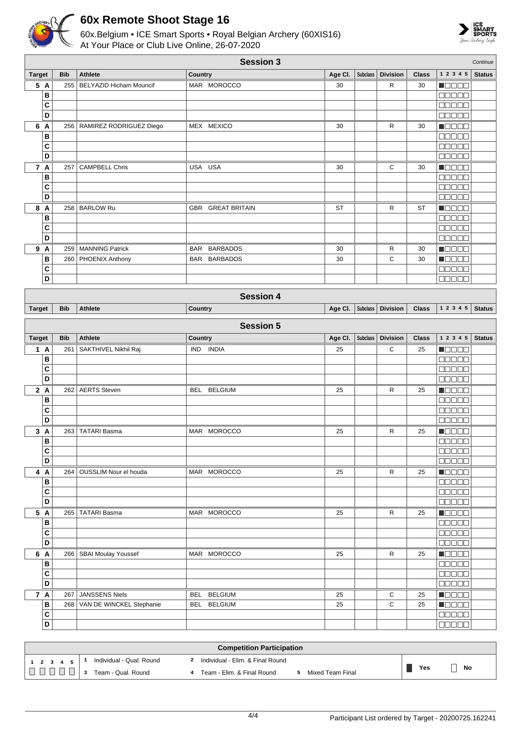# 60x Remote Shoot Stage 16

60x.Belgium • ICE Smart Sports • Royal Belgian Archery (60XIS16)
At Your Place or Club Live Online, 26-07-2020

## Session 3

*Continue*

| Target | | Bib | Athlete | Country | Age Cl. | Subclass | Division | Class | 1 2 3 4 5 | Status |
|---|---|---|---|---|---|---|---|---|---|---|
| 5 | A | 255 | BELYAZID Hicham Mouncif | MAR MOROCCO | 30 | | R | 30 | ■□□□□ | |
| | B | | | | | | | | □□□□□ | |
| | C | | | | | | | | □□□□□ | |
| | D | | | | | | | | □□□□□ | |
| 6 | A | 256 | RAMIREZ RODRIGUEZ Diego | MEX MEXICO | 30 | | R | 30 | ■□□□□ | |
| | B | | | | | | | | □□□□□ | |
| | C | | | | | | | | □□□□□ | |
| | D | | | | | | | | □□□□□ | |
| 7 | A | 257 | CAMPBELL Chris | USA USA | 30 | | C | 30 | ■□□□□ | |
| | B | | | | | | | | □□□□□ | |
| | C | | | | | | | | □□□□□ | |
| | D | | | | | | | | □□□□□ | |
| 8 | A | 258 | BARLOW Ru | GBR GREAT BRITAIN | ST | | R | ST | ■□□□□ | |
| | B | | | | | | | | □□□□□ | |
| | C | | | | | | | | □□□□□ | |
| | D | | | | | | | | □□□□□ | |
| 9 | A | 259 | MANNING Patrick | BAR BARBADOS | 30 | | R | 30 | ■□□□□ | |
| | B | 260 | PHOENIX Anthony | BAR BARBADOS | 30 | | C | 30 | ■□□□□ | |
| | C | | | | | | | | □□□□□ | |
| | D | | | | | | | | □□□□□ | |

## Session 4

| Target | Bib | Athlete | Country | Age Cl. | Subclass | Division | Class | 1 2 3 4 5 | Status |
|---|---|---|---|---|---|---|---|---|---|

## Session 5

| Target | | Bib | Athlete | Country | Age Cl. | Subclass | Division | Class | 1 2 3 4 5 | Status |
|---|---|---|---|---|---|---|---|---|---|---|
| 1 | A | 261 | SAKTHIVEL Nikhil Raj | IND INDIA | 25 | | C | 25 | ■□□□□ | |
| | B | | | | | | | | □□□□□ | |
| | C | | | | | | | | □□□□□ | |
| | D | | | | | | | | □□□□□ | |
| 2 | A | 262 | AERTS Steven | BEL BELGIUM | 25 | | R | 25 | ■□□□□ | |
| | B | | | | | | | | □□□□□ | |
| | C | | | | | | | | □□□□□ | |
| | D | | | | | | | | □□□□□ | |
| 3 | A | 263 | TATARI Basma | MAR MOROCCO | 25 | | R | 25 | ■□□□□ | |
| | B | | | | | | | | □□□□□ | |
| | C | | | | | | | | □□□□□ | |
| | D | | | | | | | | □□□□□ | |
| 4 | A | 264 | OUSSLIM Nour el houda | MAR MOROCCO | 25 | | R | 25 | ■□□□□ | |
| | B | | | | | | | | □□□□□ | |
| | C | | | | | | | | □□□□□ | |
| | D | | | | | | | | □□□□□ | |
| 5 | A | 265 | TATARI Basma | MAR MOROCCO | 25 | | R | 25 | ■□□□□ | |
| | B | | | | | | | | □□□□□ | |
| | C | | | | | | | | □□□□□ | |
| | D | | | | | | | | □□□□□ | |
| 6 | A | 266 | SBAI Moulay Youssef | MAR MOROCCO | 25 | | R | 25 | ■□□□□ | |
| | B | | | | | | | | □□□□□ | |
| | C | | | | | | | | □□□□□ | |
| | D | | | | | | | | □□□□□ | |
| 7 | A | 267 | JANSSENS Niels | BEL BELGIUM | 25 | | C | 25 | ■□□□□ | |
| | B | 268 | VAN DE WINCKEL Stephanie | BEL BELGIUM | 25 | | C | 25 | ■□□□□ | |
| | C | | | | | | | | □□□□□ | |
| | D | | | | | | | | □□□□□ | |

## Competition Participation

| 1 2 3 4 5 | | | |
|---|---|---|---|
| □□□□□ | 1 Individual - Qual. Round<br>3 Team - Qual. Round | 2 Individual - Elim. & Final Round<br>4 Team - Elim. & Final Round 5 Mixed Team Final | ■ Yes □ No |

Participant List ordered by Target - 20200725.162241